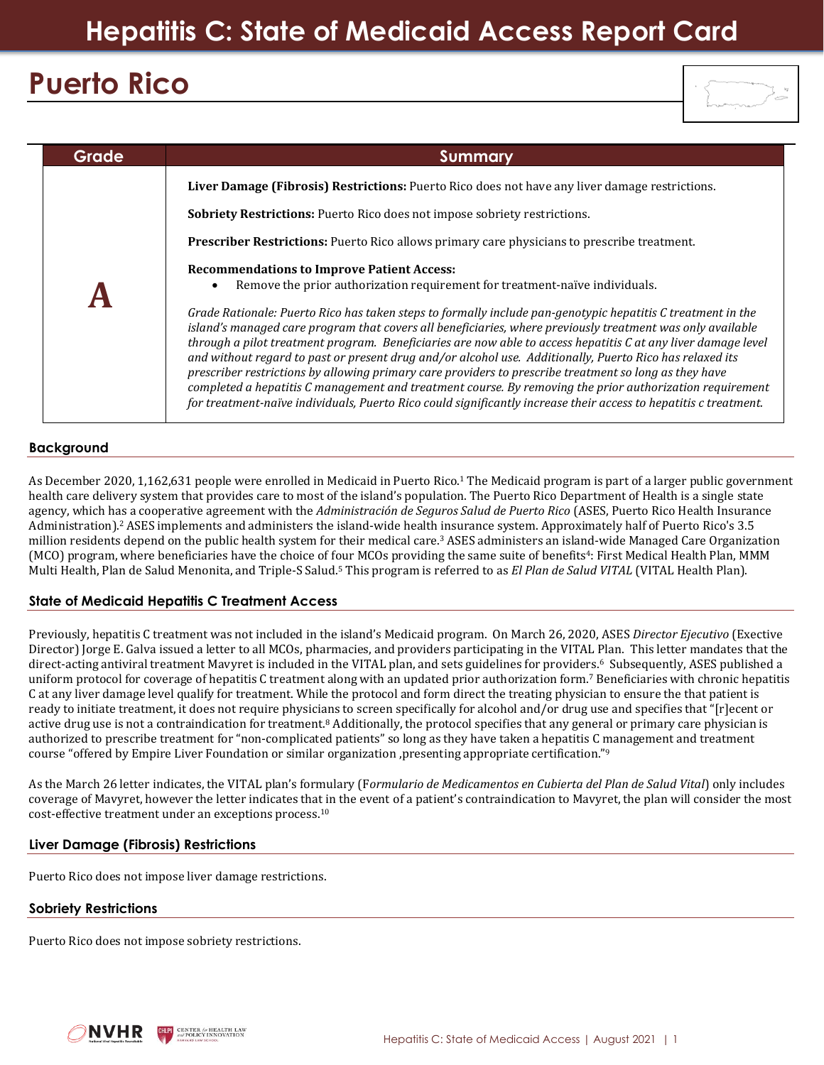# Hepatitis C: State of Medicaid Access Report Card

## Puerto Rico

| Grade | Summary |
|---|---|
| **A** | **Liver Damage (Fibrosis) Restrictions:** Puerto Rico does not have any liver damage restrictions.<br><br>**Sobriety Restrictions:** Puerto Rico does not impose sobriety restrictions.<br><br>**Prescriber Restrictions:** Puerto Rico allows primary care physicians to prescribe treatment.<br><br>**Recommendations to Improve Patient Access:**<br>• Remove the prior authorization requirement for treatment-naïve individuals.<br><br>*Grade Rationale: Puerto Rico has taken steps to formally include pan-genotypic hepatitis C treatment in the island's managed care program that covers all beneficiaries, where previously treatment was only available through a pilot treatment program. Beneficiaries are now able to access hepatitis C at any liver damage level and without regard to past or present drug and/or alcohol use. Additionally, Puerto Rico has relaxed its prescriber restrictions by allowing primary care providers to prescribe treatment so long as they have completed a hepatitis C management and treatment course. By removing the prior authorization requirement for treatment-naïve individuals, Puerto Rico could significantly increase their access to hepatitis c treatment.* |

### Background

As December 2020, 1,162,631 people were enrolled in Medicaid in Puerto Rico.[1] The Medicaid program is part of a larger public government health care delivery system that provides care to most of the island's population. The Puerto Rico Department of Health is a single state agency, which has a cooperative agreement with the *Administración de Seguros Salud de Puerto Rico* (ASES, Puerto Rico Health Insurance Administration).[2] ASES implements and administers the island-wide health insurance system. Approximately half of Puerto Rico's 3.5 million residents depend on the public health system for their medical care.[3] ASES administers an island-wide Managed Care Organization (MCO) program, where beneficiaries have the choice of four MCOs providing the same suite of benefits[4]: First Medical Health Plan, MMM Multi Health, Plan de Salud Menonita, and Triple-S Salud.[5] This program is referred to as *El Plan de Salud VITAL* (VITAL Health Plan).

### State of Medicaid Hepatitis C Treatment Access

Previously, hepatitis C treatment was not included in the island's Medicaid program. On March 26, 2020, ASES *Director Ejecutivo* (Exective Director) Jorge E. Galva issued a letter to all MCOs, pharmacies, and providers participating in the VITAL Plan. This letter mandates that the direct-acting antiviral treatment Mavyret is included in the VITAL plan, and sets guidelines for providers.[6] Subsequently, ASES published a uniform protocol for coverage of hepatitis C treatment along with an updated prior authorization form.[7] Beneficiaries with chronic hepatitis C at any liver damage level qualify for treatment. While the protocol and form direct the treating physician to ensure the that patient is ready to initiate treatment, it does not require physicians to screen specifically for alcohol and/or drug use and specifies that "[r]ecent or active drug use is not a contraindication for treatment.[8] Additionally, the protocol specifies that any general or primary care physician is authorized to prescribe treatment for "non-complicated patients" so long as they have taken a hepatitis C management and treatment course "offered by Empire Liver Foundation or similar organization ,presenting appropriate certification."[9]

As the March 26 letter indicates, the VITAL plan's formulary (F*ormulario de Medicamentos en Cubierta del Plan de Salud Vital*) only includes coverage of Mavyret, however the letter indicates that in the event of a patient's contraindication to Mavyret, the plan will consider the most cost-effective treatment under an exceptions process.[10]

### Liver Damage (Fibrosis) Restrictions

Puerto Rico does not impose liver damage restrictions.

### Sobriety Restrictions

Puerto Rico does not impose sobriety restrictions.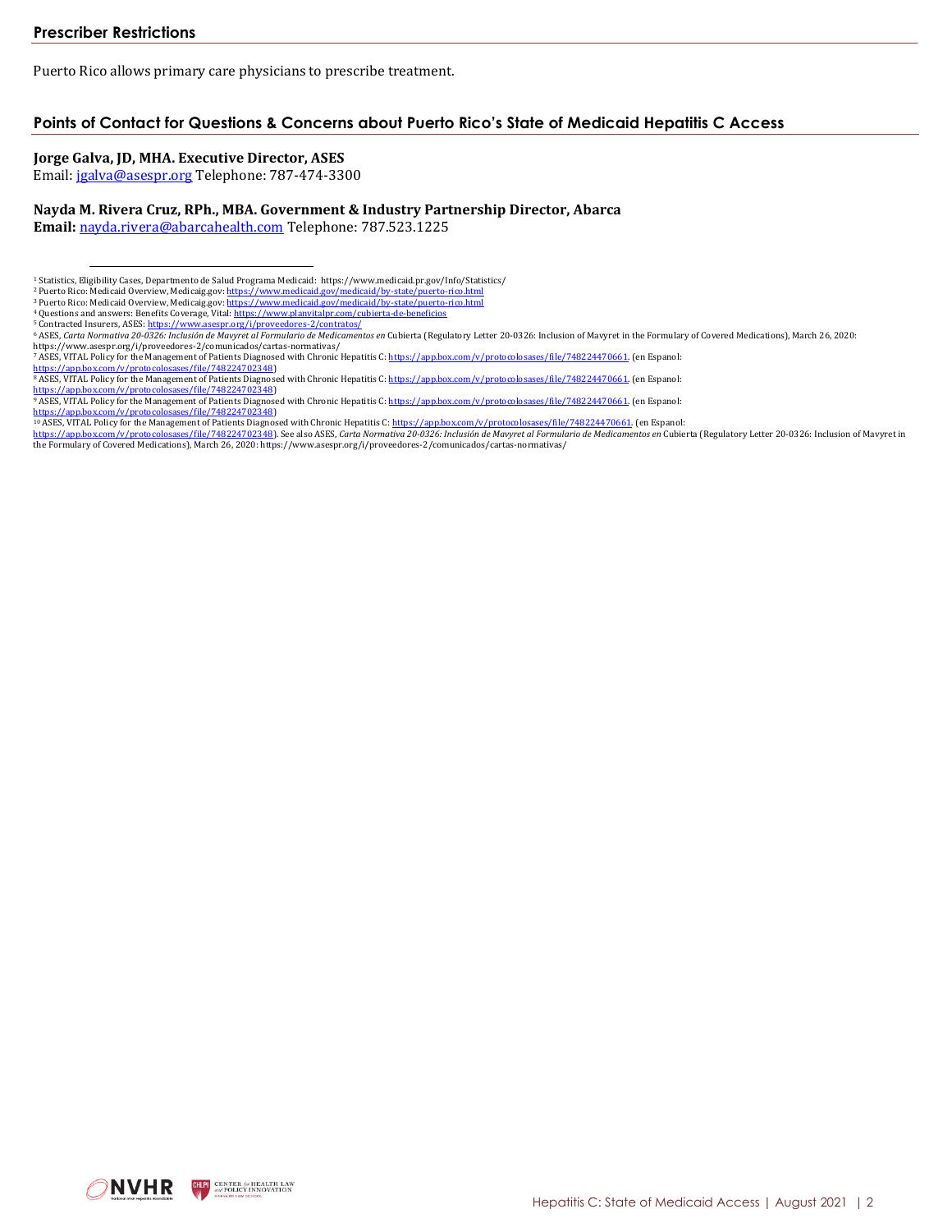## Prescriber Restrictions

Puerto Rico allows primary care physicians to prescribe treatment.

## Points of Contact for Questions & Concerns about Puerto Rico's State of Medicaid Hepatitis C Access

**Jorge Galva, JD, MHA. Executive Director, ASES**
Email: jgalva@asespr.org Telephone: 787-474-3300

**Nayda M. Rivera Cruz, RPh., MBA. Government & Industry Partnership Director, Abarca**
**Email:** nayda.rivera@abarcahealth.com Telephone: 787.523.1225

---

[1] Statistics, Eligibility Cases, Departmento de Salud Programa Medicaid: https://www.medicaid.pr.gov/Info/Statistics/
[2] Puerto Rico: Medicaid Overview, Medicaig.gov: https://www.medicaid.gov/medicaid/by-state/puerto-rico.html
[3] Puerto Rico: Medicaid Overview, Medicaig.gov: https://www.medicaid.gov/medicaid/by-state/puerto-rico.html
[4] Questions and answers: Benefits Coverage, Vital: https://www.planvitalpr.com/cubierta-de-beneficios
[5] Contracted Insurers, ASES: https://www.asespr.org/i/proveedores-2/contratos/
[6] ASES, *Carta Normativa 20-0326: Inclusión de Mavyret al Formulario de Medicamentos en* Cubierta (Regulatory Letter 20-0326: Inclusion of Mavyret in the Formulary of Covered Medications), March 26, 2020: https://www.asespr.org/i/proveedores-2/comunicados/cartas-normativas/
[7] ASES, VITAL Policy for the Management of Patients Diagnosed with Chronic Hepatitis C: https://app.box.com/v/protocolosases/file/748224470661. (en Espanol: https://app.box.com/v/protocolosases/file/748224702348)
[8] ASES, VITAL Policy for the Management of Patients Diagnosed with Chronic Hepatitis C: https://app.box.com/v/protocolosases/file/748224470661. (en Espanol: https://app.box.com/v/protocolosases/file/748224702348)
[9] ASES, VITAL Policy for the Management of Patients Diagnosed with Chronic Hepatitis C: https://app.box.com/v/protocolosases/file/748224470661. (en Espanol: https://app.box.com/v/protocolosases/file/748224702348)
[10] ASES, VITAL Policy for the Management of Patients Diagnosed with Chronic Hepatitis C: https://app.box.com/v/protocolosases/file/748224470661. (en Espanol: https://app.box.com/v/protocolosases/file/748224702348). See also ASES, *Carta Normativa 20-0326: Inclusión de Mavyret al Formulario de Medicamentos en* Cubierta (Regulatory Letter 20-0326: Inclusion of Mavyret in the Formulary of Covered Medications), March 26, 2020: https://www.asespr.org/i/proveedores-2/comunicados/cartas-normativas/